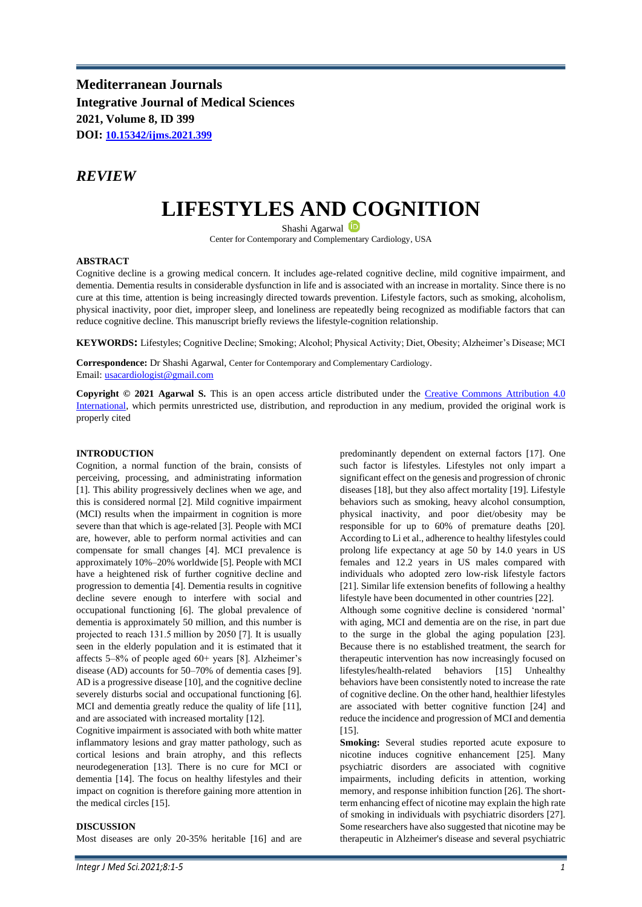**Mediterranean Journals**
**Integrative Journal of Medical Sciences**
**2021, Volume 8, ID 399**
**DOI: [10.15342/ijms.2021.399](10.15342/ijms.2021.399)**

## *REVIEW*

# LIFESTYLES AND COGNITION

Shashi Agarwal

Center for Contemporary and Complementary Cardiology, USA

**ABSTRACT**

Cognitive decline is a growing medical concern. It includes age-related cognitive decline, mild cognitive impairment, and dementia. Dementia results in considerable dysfunction in life and is associated with an increase in mortality. Since there is no cure at this time, attention is being increasingly directed towards prevention. Lifestyle factors, such as smoking, alcoholism, physical inactivity, poor diet, improper sleep, and loneliness are repeatedly being recognized as modifiable factors that can reduce cognitive decline. This manuscript briefly reviews the lifestyle-cognition relationship.

**KEYWORDS:** Lifestyles; Cognitive Decline; Smoking; Alcohol; Physical Activity; Diet, Obesity; Alzheimer's Disease; MCI

**Correspondence:** Dr Shashi Agarwal, Center for Contemporary and Complementary Cardiology.
Email: usacardiologist@gmail.com

**Copyright © 2021 Agarwal S.** This is an open access article distributed under the Creative Commons Attribution 4.0 International, which permits unrestricted use, distribution, and reproduction in any medium, provided the original work is properly cited

## INTRODUCTION

Cognition, a normal function of the brain, consists of perceiving, processing, and administrating information [1]. This ability progressively declines when we age, and this is considered normal [2]. Mild cognitive impairment (MCI) results when the impairment in cognition is more severe than that which is age-related [3]. People with MCI are, however, able to perform normal activities and can compensate for small changes [4]. MCI prevalence is approximately 10%–20% worldwide [5]. People with MCI have a heightened risk of further cognitive decline and progression to dementia [4]. Dementia results in cognitive decline severe enough to interfere with social and occupational functioning [6]. The global prevalence of dementia is approximately 50 million, and this number is projected to reach 131.5 million by 2050 [7]. It is usually seen in the elderly population and it is estimated that it affects 5–8% of people aged 60+ years [8]. Alzheimer's disease (AD) accounts for 50–70% of dementia cases [9]. AD is a progressive disease [10], and the cognitive decline severely disturbs social and occupational functioning [6]. MCI and dementia greatly reduce the quality of life [11], and are associated with increased mortality [12].

Cognitive impairment is associated with both white matter inflammatory lesions and gray matter pathology, such as cortical lesions and brain atrophy, and this reflects neurodegeneration [13]. There is no cure for MCI or dementia [14]. The focus on healthy lifestyles and their impact on cognition is therefore gaining more attention in the medical circles [15].

## DISCUSSION

Most diseases are only 20-35% heritable [16] and are predominantly dependent on external factors [17]. One such factor is lifestyles. Lifestyles not only impart a significant effect on the genesis and progression of chronic diseases [18], but they also affect mortality [19]. Lifestyle behaviors such as smoking, heavy alcohol consumption, physical inactivity, and poor diet/obesity may be responsible for up to 60% of premature deaths [20]. According to Li et al., adherence to healthy lifestyles could prolong life expectancy at age 50 by 14.0 years in US females and 12.2 years in US males compared with individuals who adopted zero low-risk lifestyle factors [21]. Similar life extension benefits of following a healthy lifestyle have been documented in other countries [22].

Although some cognitive decline is considered 'normal' with aging, MCI and dementia are on the rise, in part due to the surge in the global the aging population [23]. Because there is no established treatment, the search for therapeutic intervention has now increasingly focused on lifestyles/health-related behaviors [15] Unhealthy behaviors have been consistently noted to increase the rate of cognitive decline. On the other hand, healthier lifestyles are associated with better cognitive function [24] and reduce the incidence and progression of MCI and dementia [15].

**Smoking:** Several studies reported acute exposure to nicotine induces cognitive enhancement [25]. Many psychiatric disorders are associated with cognitive impairments, including deficits in attention, working memory, and response inhibition function [26]. The short-term enhancing effect of nicotine may explain the high rate of smoking in individuals with psychiatric disorders [27]. Some researchers have also suggested that nicotine may be therapeutic in Alzheimer's disease and several psychiatric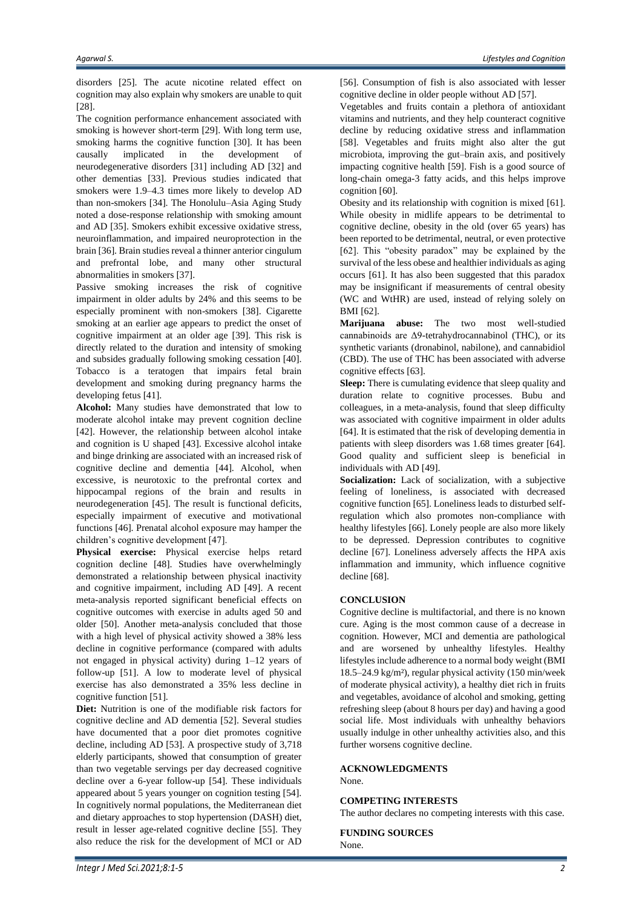disorders [25]. The acute nicotine related effect on cognition may also explain why smokers are unable to quit [28].

The cognition performance enhancement associated with smoking is however short-term [29]. With long term use, smoking harms the cognitive function [30]. It has been causally implicated in the development of neurodegenerative disorders [31] including AD [32] and other dementias [33]. Previous studies indicated that smokers were 1.9–4.3 times more likely to develop AD than non-smokers [34]. The Honolulu–Asia Aging Study noted a dose-response relationship with smoking amount and AD [35]. Smokers exhibit excessive oxidative stress, neuroinflammation, and impaired neuroprotection in the brain [36]. Brain studies reveal a thinner anterior cingulum and prefrontal lobe, and many other structural abnormalities in smokers [37].

Passive smoking increases the risk of cognitive impairment in older adults by 24% and this seems to be especially prominent with non-smokers [38]. Cigarette smoking at an earlier age appears to predict the onset of cognitive impairment at an older age [39]. This risk is directly related to the duration and intensity of smoking and subsides gradually following smoking cessation [40]. Tobacco is a teratogen that impairs fetal brain development and smoking during pregnancy harms the developing fetus [41].

**Alcohol:** Many studies have demonstrated that low to moderate alcohol intake may prevent cognition decline [42]. However, the relationship between alcohol intake and cognition is U shaped [43]. Excessive alcohol intake and binge drinking are associated with an increased risk of cognitive decline and dementia [44]. Alcohol, when excessive, is neurotoxic to the prefrontal cortex and hippocampal regions of the brain and results in neurodegeneration [45]. The result is functional deficits, especially impairment of executive and motivational functions [46]. Prenatal alcohol exposure may hamper the children's cognitive development [47].

**Physical exercise:** Physical exercise helps retard cognition decline [48]. Studies have overwhelmingly demonstrated a relationship between physical inactivity and cognitive impairment, including AD [49]. A recent meta-analysis reported significant beneficial effects on cognitive outcomes with exercise in adults aged 50 and older [50]. Another meta-analysis concluded that those with a high level of physical activity showed a 38% less decline in cognitive performance (compared with adults not engaged in physical activity) during 1–12 years of follow-up [51]. A low to moderate level of physical exercise has also demonstrated a 35% less decline in cognitive function [51].

**Diet:** Nutrition is one of the modifiable risk factors for cognitive decline and AD dementia [52]. Several studies have documented that a poor diet promotes cognitive decline, including AD [53]. A prospective study of 3,718 elderly participants, showed that consumption of greater than two vegetable servings per day decreased cognitive decline over a 6-year follow-up [54]. These individuals appeared about 5 years younger on cognition testing [54]. In cognitively normal populations, the Mediterranean diet and dietary approaches to stop hypertension (DASH) diet, result in lesser age-related cognitive decline [55]. They also reduce the risk for the development of MCI or AD [56]. Consumption of fish is also associated with lesser cognitive decline in older people without AD [57].

Vegetables and fruits contain a plethora of antioxidant vitamins and nutrients, and they help counteract cognitive decline by reducing oxidative stress and inflammation [58]. Vegetables and fruits might also alter the gut microbiota, improving the gut–brain axis, and positively impacting cognitive health [59]. Fish is a good source of long-chain omega-3 fatty acids, and this helps improve cognition [60].

Obesity and its relationship with cognition is mixed [61]. While obesity in midlife appears to be detrimental to cognitive decline, obesity in the old (over 65 years) has been reported to be detrimental, neutral, or even protective [62]. This "obesity paradox" may be explained by the survival of the less obese and healthier individuals as aging occurs [61]. It has also been suggested that this paradox may be insignificant if measurements of central obesity (WC and WtHR) are used, instead of relying solely on BMI [62].

**Marijuana abuse:** The two most well-studied cannabinoids are Δ9-tetrahydrocannabinol (THC), or its synthetic variants (dronabinol, nabilone), and cannabidiol (CBD). The use of THC has been associated with adverse cognitive effects [63].

**Sleep:** There is cumulating evidence that sleep quality and duration relate to cognitive processes. Bubu and colleagues, in a meta-analysis, found that sleep difficulty was associated with cognitive impairment in older adults [64]. It is estimated that the risk of developing dementia in patients with sleep disorders was 1.68 times greater [64]. Good quality and sufficient sleep is beneficial in individuals with AD [49].

**Socialization:** Lack of socialization, with a subjective feeling of loneliness, is associated with decreased cognitive function [65]. Loneliness leads to disturbed self-regulation which also promotes non-compliance with healthy lifestyles [66]. Lonely people are also more likely to be depressed. Depression contributes to cognitive decline [67]. Loneliness adversely affects the HPA axis inflammation and immunity, which influence cognitive decline [68].

## CONCLUSION

Cognitive decline is multifactorial, and there is no known cure. Aging is the most common cause of a decrease in cognition. However, MCI and dementia are pathological and are worsened by unhealthy lifestyles. Healthy lifestyles include adherence to a normal body weight (BMI 18.5–24.9 kg/m²), regular physical activity (150 min/week of moderate physical activity), a healthy diet rich in fruits and vegetables, avoidance of alcohol and smoking, getting refreshing sleep (about 8 hours per day) and having a good social life. Most individuals with unhealthy behaviors usually indulge in other unhealthy activities also, and this further worsens cognitive decline.

## ACKNOWLEDGMENTS

None.

## COMPETING INTERESTS

The author declares no competing interests with this case.

## FUNDING SOURCES

None.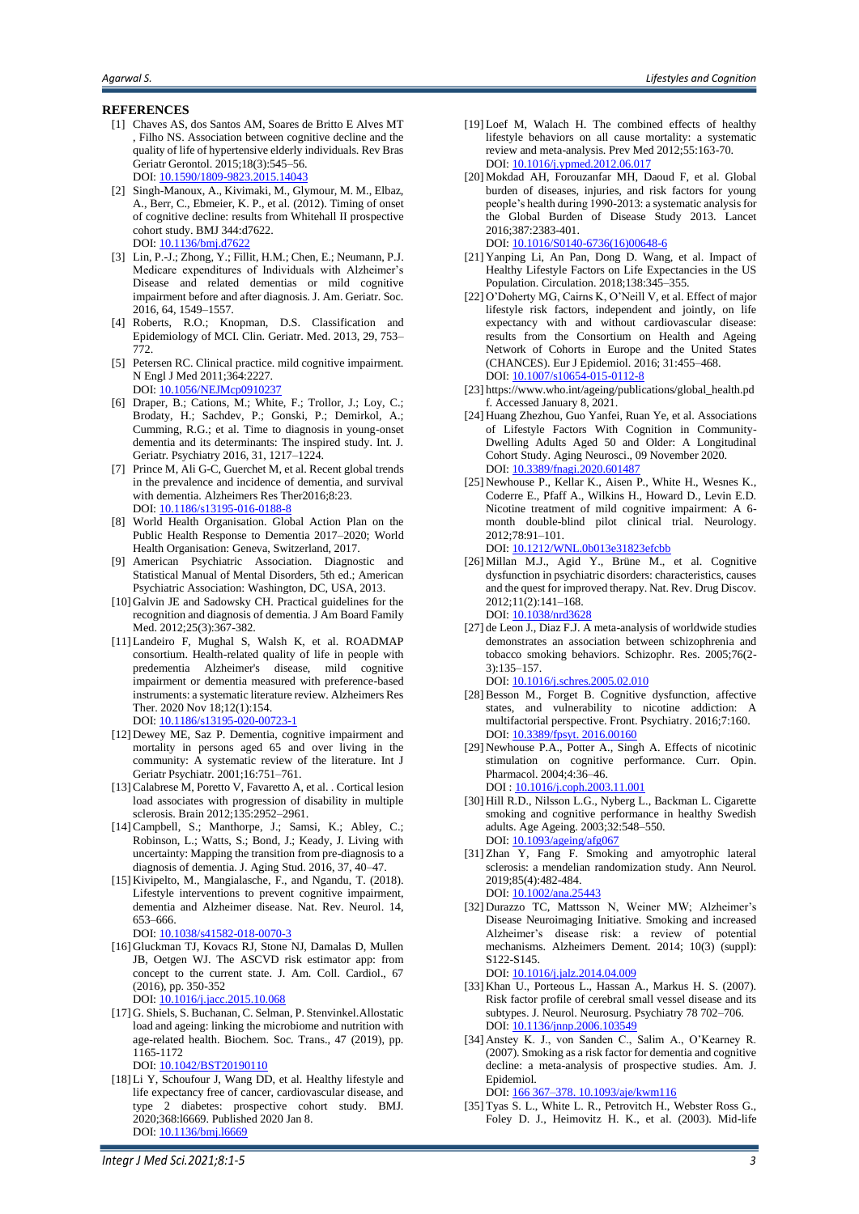## REFERENCES

[1] Chaves AS, dos Santos AM, Soares de Britto E Alves MT , Filho NS. Association between cognitive decline and the quality of life of hypertensive elderly individuals. Rev Bras Geriatr Gerontol. 2015;18(3):545–56.
DOI: 10.1590/1809-9823.2015.14043

[2] Singh-Manoux, A., Kivimaki, M., Glymour, M. M., Elbaz, A., Berr, C., Ebmeier, K. P., et al. (2012). Timing of onset of cognitive decline: results from Whitehall II prospective cohort study. BMJ 344:d7622.
DOI: 10.1136/bmj.d7622

[3] Lin, P.-J.; Zhong, Y.; Fillit, H.M.; Chen, E.; Neumann, P.J. Medicare expenditures of Individuals with Alzheimer's Disease and related dementias or mild cognitive impairment before and after diagnosis. J. Am. Geriatr. Soc. 2016, 64, 1549–1557.

[4] Roberts, R.O.; Knopman, D.S. Classification and Epidemiology of MCI. Clin. Geriatr. Med. 2013, 29, 753–772.

[5] Petersen RC. Clinical practice. mild cognitive impairment. N Engl J Med 2011;364:2227.
DOI: 10.1056/NEJMcp0910237

[6] Draper, B.; Cations, M.; White, F.; Trollor, J.; Loy, C.; Brodaty, H.; Sachdev, P.; Gonski, P.; Demirkol, A.; Cumming, R.G.; et al. Time to diagnosis in young-onset dementia and its determinants: The inspired study. Int. J. Geriatr. Psychiatry 2016, 31, 1217–1224.

[7] Prince M, Ali G-C, Guerchet M, et al. Recent global trends in the prevalence and incidence of dementia, and survival with dementia. Alzheimers Res Ther2016;8:23.
DOI: 10.1186/s13195-016-0188-8

[8] World Health Organisation. Global Action Plan on the Public Health Response to Dementia 2017–2020; World Health Organisation: Geneva, Switzerland, 2017.

[9] American Psychiatric Association. Diagnostic and Statistical Manual of Mental Disorders, 5th ed.; American Psychiatric Association: Washington, DC, USA, 2013.

[10] Galvin JE and Sadowsky CH. Practical guidelines for the recognition and diagnosis of dementia. J Am Board Family Med. 2012;25(3):367-382.

[11] Landeiro F, Mughal S, Walsh K, et al. ROADMAP consortium. Health-related quality of life in people with predementia Alzheimer's disease, mild cognitive impairment or dementia measured with preference-based instruments: a systematic literature review. Alzheimers Res Ther. 2020 Nov 18;12(1):154.
DOI: 10.1186/s13195-020-00723-1

[12] Dewey ME, Saz P. Dementia, cognitive impairment and mortality in persons aged 65 and over living in the community: A systematic review of the literature. Int J Geriatr Psychiatr. 2001;16:751–761.

[13] Calabrese M, Poretto V, Favaretto A, et al. . Cortical lesion load associates with progression of disability in multiple sclerosis. Brain 2012;135:2952–2961.

[14] Campbell, S.; Manthorpe, J.; Samsi, K.; Abley, C.; Robinson, L.; Watts, S.; Bond, J.; Keady, J. Living with uncertainty: Mapping the transition from pre-diagnosis to a diagnosis of dementia. J. Aging Stud. 2016, 37, 40–47.

[15] Kivipelto, M., Mangialasche, F., and Ngandu, T. (2018). Lifestyle interventions to prevent cognitive impairment, dementia and Alzheimer disease. Nat. Rev. Neurol. 14, 653–666.
DOI: 10.1038/s41582-018-0070-3

[16] Gluckman TJ, Kovacs RJ, Stone NJ, Damalas D, Mullen JB, Oetgen WJ. The ASCVD risk estimator app: from concept to the current state. J. Am. Coll. Cardiol., 67 (2016), pp. 350-352
DOI: 10.1016/j.jacc.2015.10.068

[17] G. Shiels, S. Buchanan, C. Selman, P. Stenvinkel.Allostatic load and ageing: linking the microbiome and nutrition with age-related health. Biochem. Soc. Trans., 47 (2019), pp. 1165-1172
DOI: 10.1042/BST20190110

[18] Li Y, Schoufour J, Wang DD, et al. Healthy lifestyle and life expectancy free of cancer, cardiovascular disease, and type 2 diabetes: prospective cohort study. BMJ. 2020;368:l6669. Published 2020 Jan 8.
DOI: 10.1136/bmj.l6669

[19] Loef M, Walach H. The combined effects of healthy lifestyle behaviors on all cause mortality: a systematic review and meta-analysis. Prev Med 2012;55:163-70.
DOI: 10.1016/j.ypmed.2012.06.017

[20] Mokdad AH, Forouzanfar MH, Daoud F, et al. Global burden of diseases, injuries, and risk factors for young people's health during 1990-2013: a systematic analysis for the Global Burden of Disease Study 2013. Lancet 2016;387:2383-401.
DOI: 10.1016/S0140-6736(16)00648-6

[21] Yanping Li, An Pan, Dong D. Wang, et al. Impact of Healthy Lifestyle Factors on Life Expectancies in the US Population. Circulation. 2018;138:345–355.

[22] O'Doherty MG, Cairns K, O'Neill V, et al. Effect of major lifestyle risk factors, independent and jointly, on life expectancy with and without cardiovascular disease: results from the Consortium on Health and Ageing Network of Cohorts in Europe and the United States (CHANCES). Eur J Epidemiol. 2016; 31:455–468.
DOI: 10.1007/s10654-015-0112-8

[23] https://www.who.int/ageing/publications/global_health.pdf. Accessed January 8, 2021.

[24] Huang Zhezhou, Guo Yanfei, Ruan Ye, et al. Associations of Lifestyle Factors With Cognition in Community-Dwelling Adults Aged 50 and Older: A Longitudinal Cohort Study. Aging Neurosci., 09 November 2020.
DOI: 10.3389/fnagi.2020.601487

[25] Newhouse P., Kellar K., Aisen P., White H., Wesnes K., Coderre E., Pfaff A., Wilkins H., Howard D., Levin E.D. Nicotine treatment of mild cognitive impairment: A 6-month double-blind pilot clinical trial. Neurology. 2012;78:91–101.
DOI: 10.1212/WNL.0b013e31823efcbb

[26] Millan M.J., Agid Y., Brüne M., et al. Cognitive dysfunction in psychiatric disorders: characteristics, causes and the quest for improved therapy. Nat. Rev. Drug Discov. 2012;11(2):141–168.
DOI: 10.1038/nrd3628

[27] de Leon J., Diaz F.J. A meta-analysis of worldwide studies demonstrates an association between schizophrenia and tobacco smoking behaviors. Schizophr. Res. 2005;76(2-3):135–157.
DOI: 10.1016/j.schres.2005.02.010

[28] Besson M., Forget B. Cognitive dysfunction, affective states, and vulnerability to nicotine addiction: A multifactorial perspective. Front. Psychiatry. 2016;7:160.
DOI: 10.3389/fpsyt. 2016.00160

[29] Newhouse P.A., Potter A., Singh A. Effects of nicotinic stimulation on cognitive performance. Curr. Opin. Pharmacol. 2004;4:36–46.
DOI : 10.1016/j.coph.2003.11.001

[30] Hill R.D., Nilsson L.G., Nyberg L., Backman L. Cigarette smoking and cognitive performance in healthy Swedish adults. Age Ageing. 2003;32:548–550.
DOI: 10.1093/ageing/afg067

[31] Zhan Y, Fang F. Smoking and amyotrophic lateral sclerosis: a mendelian randomization study. Ann Neurol. 2019;85(4):482-484.
DOI: 10.1002/ana.25443

[32] Durazzo TC, Mattsson N, Weiner MW; Alzheimer's Disease Neuroimaging Initiative. Smoking and increased Alzheimer's disease risk: a review of potential mechanisms. Alzheimers Dement. 2014; 10(3) (suppl): S122-S145.
DOI: 10.1016/j.jalz.2014.04.009

[33] Khan U., Porteous L., Hassan A., Markus H. S. (2007). Risk factor profile of cerebral small vessel disease and its subtypes. J. Neurol. Neurosurg. Psychiatry 78 702–706.
DOI: 10.1136/jnnp.2006.103549

[34] Anstey K. J., von Sanden C., Salim A., O'Kearney R. (2007). Smoking as a risk factor for dementia and cognitive decline: a meta-analysis of prospective studies. Am. J. Epidemiol.
DOI: 166 367–378. 10.1093/aje/kwm116

[35] Tyas S. L., White L. R., Petrovitch H., Webster Ross G., Foley D. J., Heimovitz H. K., et al. (2003). Mid-life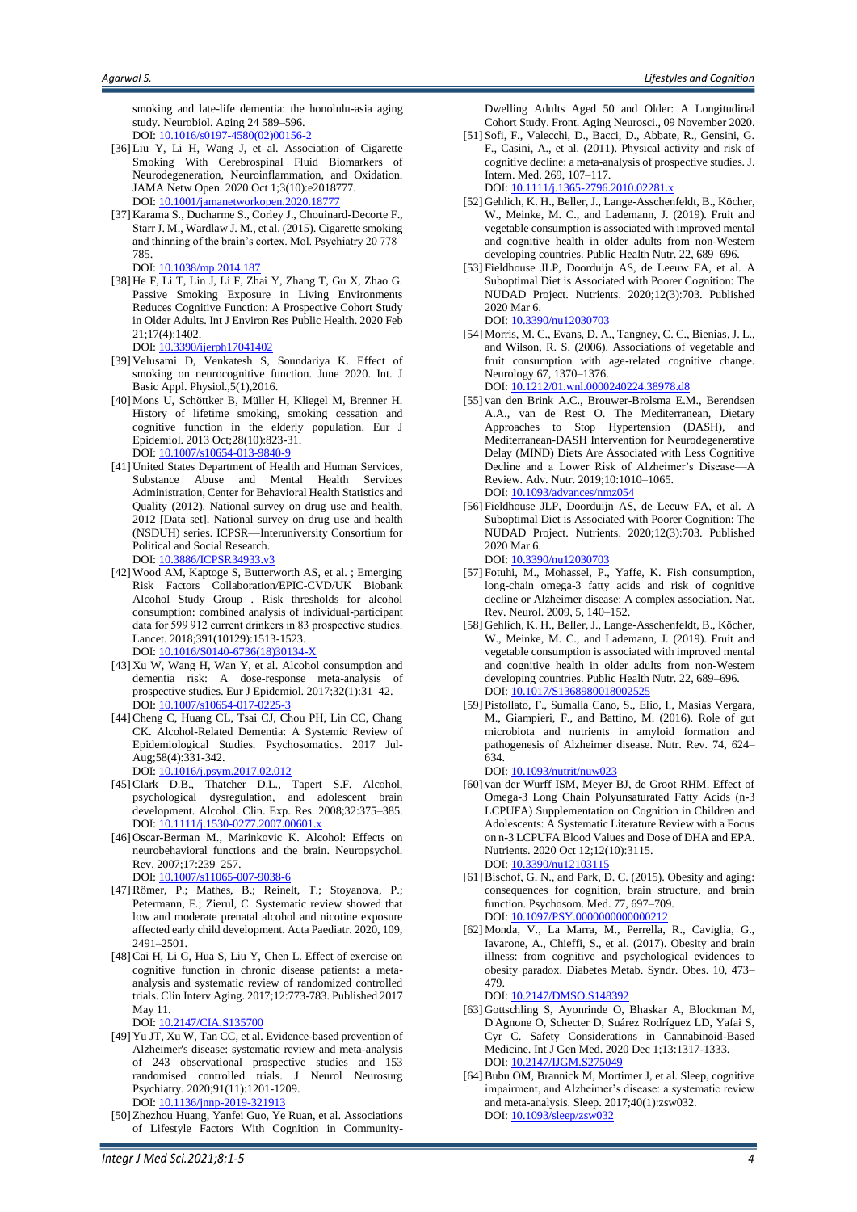smoking and late-life dementia: the honolulu-asia aging study. Neurobiol. Aging 24 589–596.
DOI: 10.1016/s0197-4580(02)00156-2

[36] Liu Y, Li H, Wang J, et al. Association of Cigarette Smoking With Cerebrospinal Fluid Biomarkers of Neurodegeneration, Neuroinflammation, and Oxidation. JAMA Netw Open. 2020 Oct 1;3(10):e2018777.
DOI: 10.1001/jamanetworkopen.2020.18777

[37] Karama S., Ducharme S., Corley J., Chouinard-Decorte F., Starr J. M., Wardlaw J. M., et al. (2015). Cigarette smoking and thinning of the brain's cortex. Mol. Psychiatry 20 778–785.
DOI: 10.1038/mp.2014.187

[38] He F, Li T, Lin J, Li F, Zhai Y, Zhang T, Gu X, Zhao G. Passive Smoking Exposure in Living Environments Reduces Cognitive Function: A Prospective Cohort Study in Older Adults. Int J Environ Res Public Health. 2020 Feb 21;17(4):1402.
DOI: 10.3390/ijerph17041402

[39] Velusami D, Venkatesh S, Soundariya K. Effect of smoking on neurocognitive function. June 2020. Int. J Basic Appl. Physiol.,5(1),2016.

[40] Mons U, Schöttker B, Müller H, Kliegel M, Brenner H. History of lifetime smoking, smoking cessation and cognitive function in the elderly population. Eur J Epidemiol. 2013 Oct;28(10):823-31.
DOI: 10.1007/s10654-013-9840-9

[41] United States Department of Health and Human Services, Substance Abuse and Mental Health Services Administration, Center for Behavioral Health Statistics and Quality (2012). National survey on drug use and health, 2012 [Data set]. National survey on drug use and health (NSDUH) series. ICPSR—Interuniversity Consortium for Political and Social Research.
DOI: 10.3886/ICPSR34933.v3

[42] Wood AM, Kaptoge S, Butterworth AS, et al. ; Emerging Risk Factors Collaboration/EPIC-CVD/UK Biobank Alcohol Study Group . Risk thresholds for alcohol consumption: combined analysis of individual-participant data for 599 912 current drinkers in 83 prospective studies. Lancet. 2018;391(10129):1513-1523.
DOI: 10.1016/S0140-6736(18)30134-X

[43] Xu W, Wang H, Wan Y, et al. Alcohol consumption and dementia risk: A dose-response meta-analysis of prospective studies. Eur J Epidemiol. 2017;32(1):31–42.
DOI: 10.1007/s10654-017-0225-3

[44] Cheng C, Huang CL, Tsai CJ, Chou PH, Lin CC, Chang CK. Alcohol-Related Dementia: A Systemic Review of Epidemiological Studies. Psychosomatics. 2017 Jul-Aug;58(4):331-342.
DOI: 10.1016/j.psym.2017.02.012

[45] Clark D.B., Thatcher D.L., Tapert S.F. Alcohol, psychological dysregulation, and adolescent brain development. Alcohol. Clin. Exp. Res. 2008;32:375–385.
DOI: 10.1111/j.1530-0277.2007.00601.x

[46] Oscar-Berman M., Marinkovic K. Alcohol: Effects on neurobehavioral functions and the brain. Neuropsychol. Rev. 2007;17:239–257.
DOI: 10.1007/s11065-007-9038-6

[47] Römer, P.; Mathes, B.; Reinelt, T.; Stoyanova, P.; Petermann, F.; Zierul, C. Systematic review showed that low and moderate prenatal alcohol and nicotine exposure affected early child development. Acta Paediatr. 2020, 109, 2491–2501.

[48] Cai H, Li G, Hua S, Liu Y, Chen L. Effect of exercise on cognitive function in chronic disease patients: a meta-analysis and systematic review of randomized controlled trials. Clin Interv Aging. 2017;12:773-783. Published 2017 May 11.
DOI: 10.2147/CIA.S135700

[49] Yu JT, Xu W, Tan CC, et al. Evidence-based prevention of Alzheimer's disease: systematic review and meta-analysis of 243 observational prospective studies and 153 randomised controlled trials. J Neurol Neurosurg Psychiatry. 2020;91(11):1201-1209.
DOI: 10.1136/jnnp-2019-321913

[50] Zhezhou Huang, Yanfei Guo, Ye Ruan, et al. Associations of Lifestyle Factors With Cognition in Community-Dwelling Adults Aged 50 and Older: A Longitudinal Cohort Study. Front. Aging Neurosci., 09 November 2020.

[51] Sofi, F., Valecchi, D., Bacci, D., Abbate, R., Gensini, G. F., Casini, A., et al. (2011). Physical activity and risk of cognitive decline: a meta-analysis of prospective studies. J. Intern. Med. 269, 107–117.
DOI: 10.1111/j.1365-2796.2010.02281.x

[52] Gehlich, K. H., Beller, J., Lange-Asschenfeldt, B., Köcher, W., Meinke, M. C., and Lademann, J. (2019). Fruit and vegetable consumption is associated with improved mental and cognitive health in older adults from non-Western developing countries. Public Health Nutr. 22, 689–696.

[53] Fieldhouse JLP, Doorduijn AS, de Leeuw FA, et al. A Suboptimal Diet is Associated with Poorer Cognition: The NUDAD Project. Nutrients. 2020;12(3):703. Published 2020 Mar 6.
DOI: 10.3390/nu12030703

[54] Morris, M. C., Evans, D. A., Tangney, C. C., Bienias, J. L., and Wilson, R. S. (2006). Associations of vegetable and fruit consumption with age-related cognitive change. Neurology 67, 1370–1376.
DOI: 10.1212/01.wnl.0000240224.38978.d8

[55] van den Brink A.C., Brouwer-Brolsma E.M., Berendsen A.A., van de Rest O. The Mediterranean, Dietary Approaches to Stop Hypertension (DASH), and Mediterranean-DASH Intervention for Neurodegenerative Delay (MIND) Diets Are Associated with Less Cognitive Decline and a Lower Risk of Alzheimer's Disease—A Review. Adv. Nutr. 2019;10:1010–1065.
DOI: 10.1093/advances/nmz054

[56] Fieldhouse JLP, Doorduijn AS, de Leeuw FA, et al. A Suboptimal Diet is Associated with Poorer Cognition: The NUDAD Project. Nutrients. 2020;12(3):703. Published 2020 Mar 6.
DOI: 10.3390/nu12030703

[57] Fotuhi, M., Mohassel, P., Yaffe, K. Fish consumption, long-chain omega-3 fatty acids and risk of cognitive decline or Alzheimer disease: A complex association. Nat. Rev. Neurol. 2009, 5, 140–152.

[58] Gehlich, K. H., Beller, J., Lange-Asschenfeldt, B., Köcher, W., Meinke, M. C., and Lademann, J. (2019). Fruit and vegetable consumption is associated with improved mental and cognitive health in older adults from non-Western developing countries. Public Health Nutr. 22, 689–696.
DOI: 10.1017/S1368980018002525

[59] Pistollato, F., Sumalla Cano, S., Elio, I., Masias Vergara, M., Giampieri, F., and Battino, M. (2016). Role of gut microbiota and nutrients in amyloid formation and pathogenesis of Alzheimer disease. Nutr. Rev. 74, 624–634.
DOI: 10.1093/nutrit/nuw023

[60] van der Wurff ISM, Meyer BJ, de Groot RHM. Effect of Omega-3 Long Chain Polyunsaturated Fatty Acids (n-3 LCPUFA) Supplementation on Cognition in Children and Adolescents: A Systematic Literature Review with a Focus on n-3 LCPUFA Blood Values and Dose of DHA and EPA. Nutrients. 2020 Oct 12;12(10):3115.
DOI: 10.3390/nu12103115

[61] Bischof, G. N., and Park, D. C. (2015). Obesity and aging: consequences for cognition, brain structure, and brain function. Psychosom. Med. 77, 697–709.
DOI: 10.1097/PSY.0000000000000212

[62] Monda, V., La Marra, M., Perrella, R., Caviglia, G., Iavarone, A., Chieffi, S., et al. (2017). Obesity and brain illness: from cognitive and psychological evidences to obesity paradox. Diabetes Metab. Syndr. Obes. 10, 473–479.
DOI: 10.2147/DMSO.S148392

[63] Gottschling S, Ayonrinde O, Bhaskar A, Blockman M, D'Agnone O, Schecter D, Suárez Rodríguez LD, Yafai S, Cyr C. Safety Considerations in Cannabinoid-Based Medicine. Int J Gen Med. 2020 Dec 1;13:1317-1333.
DOI: 10.2147/IJGM.S275049

[64] Bubu OM, Brannick M, Mortimer J, et al. Sleep, cognitive impairment, and Alzheimer's disease: a systematic review and meta-analysis. Sleep. 2017;40(1):zsw032.
DOI: 10.1093/sleep/zsw032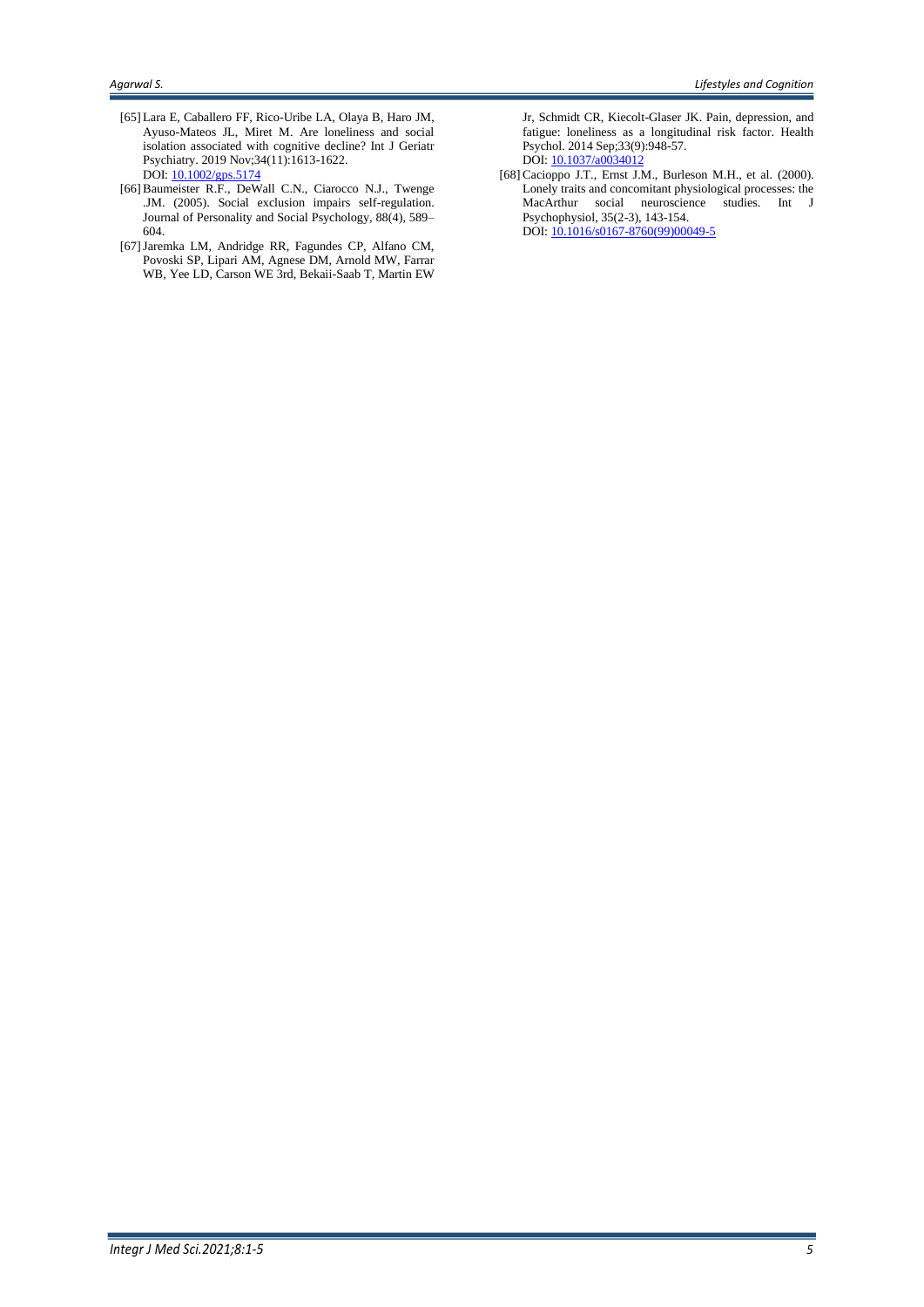[65] Lara E, Caballero FF, Rico-Uribe LA, Olaya B, Haro JM, Ayuso-Mateos JL, Miret M. Are loneliness and social isolation associated with cognitive decline? Int J Geriatr Psychiatry. 2019 Nov;34(11):1613-1622. DOI: 10.1002/gps.5174

[66] Baumeister R.F., DeWall C.N., Ciarocco N.J., Twenge .JM. (2005). Social exclusion impairs self-regulation. Journal of Personality and Social Psychology, 88(4), 589–604.

[67] Jaremka LM, Andridge RR, Fagundes CP, Alfano CM, Povoski SP, Lipari AM, Agnese DM, Arnold MW, Farrar WB, Yee LD, Carson WE 3rd, Bekaii-Saab T, Martin EW Jr, Schmidt CR, Kiecolt-Glaser JK. Pain, depression, and fatigue: loneliness as a longitudinal risk factor. Health Psychol. 2014 Sep;33(9):948-57. DOI: 10.1037/a0034012

[68] Cacioppo J.T., Ernst J.M., Burleson M.H., et al. (2000). Lonely traits and concomitant physiological processes: the MacArthur social neuroscience studies. Int J Psychophysiol, 35(2-3), 143-154. DOI: 10.1016/s0167-8760(99)00049-5